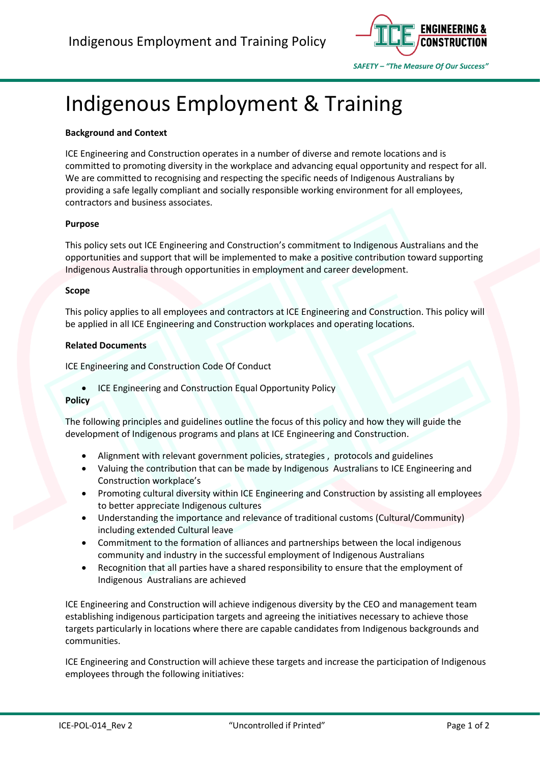# Indigenous Employment & Training

**Background and Context**

ICE Engineering and Construction operates in a number of diverse and remote locations and is committed to promoting diversity in the workplace and advancing equal opportunity and respect for all. We are committed to recognising and respecting the specific needs of Indigenous Australians by providing a safe legally compliant and socially responsible working environment for all employees, contractors and business associates.

**Purpose**

This policy sets out ICE Engineering and Construction's commitment to Indigenous Australians and the opportunities and support that will be implemented to make a positive contribution toward supporting Indigenous Australia through opportunities in employment and career development.

**Scope**

This policy applies to all employees and contractors at ICE Engineering and Construction. This policy will be applied in all ICE Engineering and Construction workplaces and operating locations.

**Related Documents**

ICE Engineering and Construction Code Of Conduct

- ICE Engineering and Construction Equal Opportunity Policy

**Policy**

The following principles and guidelines outline the focus of this policy and how they will guide the development of Indigenous programs and plans at ICE Engineering and Construction.

- Alignment with relevant government policies, strategies , protocols and guidelines
- Valuing the contribution that can be made by Indigenous Australians to ICE Engineering and Construction workplace's
- Promoting cultural diversity within ICE Engineering and Construction by assisting all employees to better appreciate Indigenous cultures
- Understanding the importance and relevance of traditional customs (Cultural/Community) including extended Cultural leave
- Commitment to the formation of alliances and partnerships between the local indigenous community and industry in the successful employment of Indigenous Australians
- Recognition that all parties have a shared responsibility to ensure that the employment of Indigenous Australians are achieved

ICE Engineering and Construction will achieve indigenous diversity by the CEO and management team establishing indigenous participation targets and agreeing the initiatives necessary to achieve those targets particularly in locations where there are capable candidates from Indigenous backgrounds and communities.

ICE Engineering and Construction will achieve these targets and increase the participation of Indigenous employees through the following initiatives: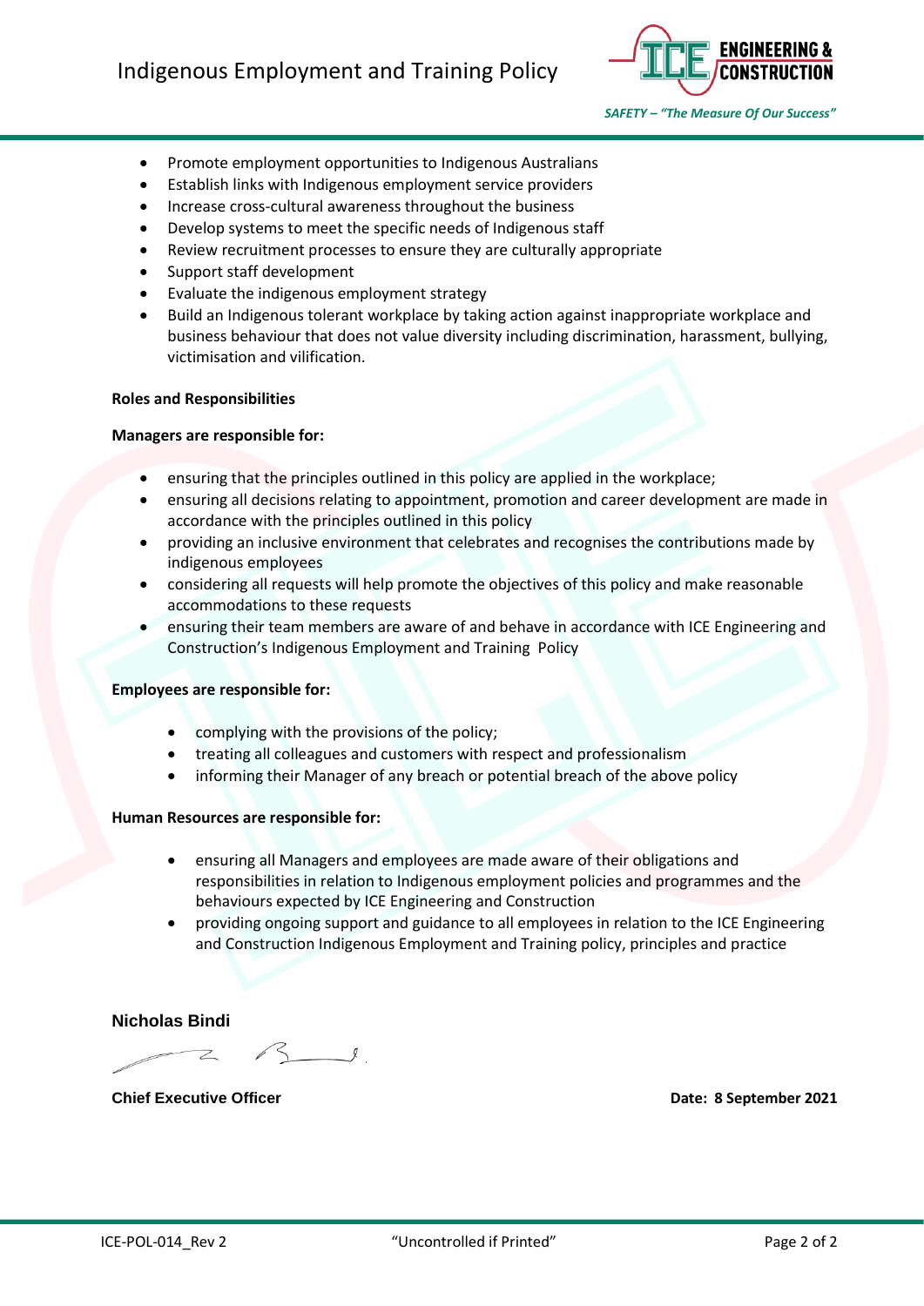- Promote employment opportunities to Indigenous Australians
- Establish links with Indigenous employment service providers
- Increase cross-cultural awareness throughout the business
- Develop systems to meet the specific needs of Indigenous staff
- Review recruitment processes to ensure they are culturally appropriate
- Support staff development
- Evaluate the indigenous employment strategy
- Build an Indigenous tolerant workplace by taking action against inappropriate workplace and business behaviour that does not value diversity including discrimination, harassment, bullying, victimisation and vilification.

**Roles and Responsibilities**

**Managers are responsible for:**

- ensuring that the principles outlined in this policy are applied in the workplace;
- ensuring all decisions relating to appointment, promotion and career development are made in accordance with the principles outlined in this policy
- providing an inclusive environment that celebrates and recognises the contributions made by indigenous employees
- considering all requests will help promote the objectives of this policy and make reasonable accommodations to these requests
- ensuring their team members are aware of and behave in accordance with ICE Engineering and Construction's Indigenous Employment and Training Policy

**Employees are responsible for:**

- complying with the provisions of the policy;
- treating all colleagues and customers with respect and professionalism
- informing their Manager of any breach or potential breach of the above policy

**Human Resources are responsible for:**

- ensuring all Managers and employees are made aware of their obligations and responsibilities in relation to Indigenous employment policies and programmes and the behaviours expected by ICE Engineering and Construction
- providing ongoing support and guidance to all employees in relation to the ICE Engineering and Construction Indigenous Employment and Training policy, principles and practice

**Nicholas Bindi**

**Chief Executive Officer** **Date: 8 September 2021**